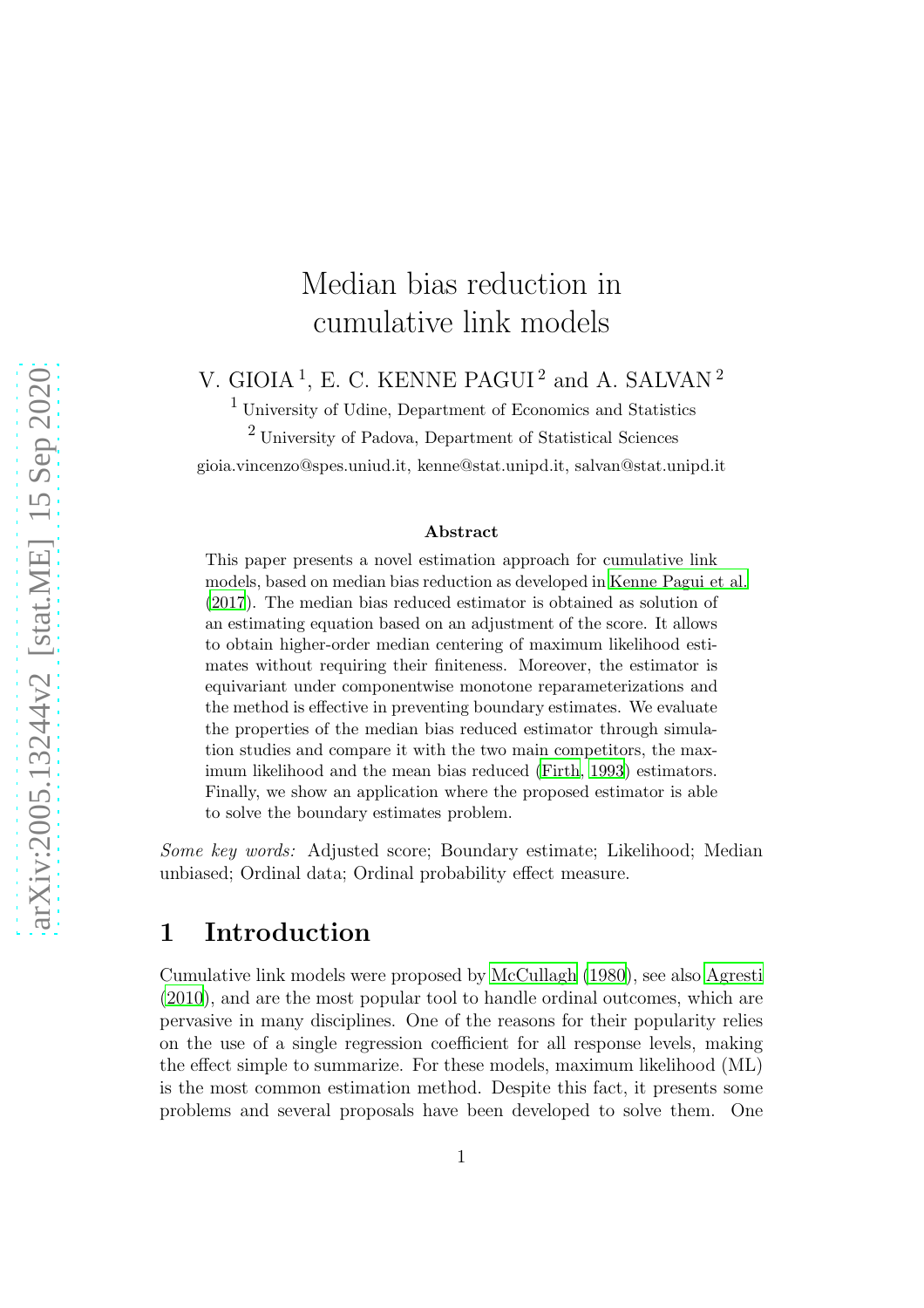# Median bias reduction in cumulative link models

V. GIOIA [1], E. C. KENNE PAGUI [2] and A. SALVAN [2]

[1] University of Udine, Department of Economics and Statistics

[2] University of Padova, Department of Statistical Sciences

gioia.vincenzo@spes.uniud.it, kenne@stat.unipd.it, salvan@stat.unipd.it

**Abstract**

This paper presents a novel estimation approach for cumulative link models, based on median bias reduction as developed in Kenne Pagui et al. (2017). The median bias reduced estimator is obtained as solution of an estimating equation based on an adjustment of the score. It allows to obtain higher-order median centering of maximum likelihood estimates without requiring their finiteness. Moreover, the estimator is equivariant under componentwise monotone reparameterizations and the method is effective in preventing boundary estimates. We evaluate the properties of the median bias reduced estimator through simulation studies and compare it with the two main competitors, the maximum likelihood and the mean bias reduced (Firth, 1993) estimators. Finally, we show an application where the proposed estimator is able to solve the boundary estimates problem.

*Some key words:* Adjusted score; Boundary estimate; Likelihood; Median unbiased; Ordinal data; Ordinal probability effect measure.

## 1 Introduction

Cumulative link models were proposed by McCullagh (1980), see also Agresti (2010), and are the most popular tool to handle ordinal outcomes, which are pervasive in many disciplines. One of the reasons for their popularity relies on the use of a single regression coefficient for all response levels, making the effect simple to summarize. For these models, maximum likelihood (ML) is the most common estimation method. Despite this fact, it presents some problems and several proposals have been developed to solve them. One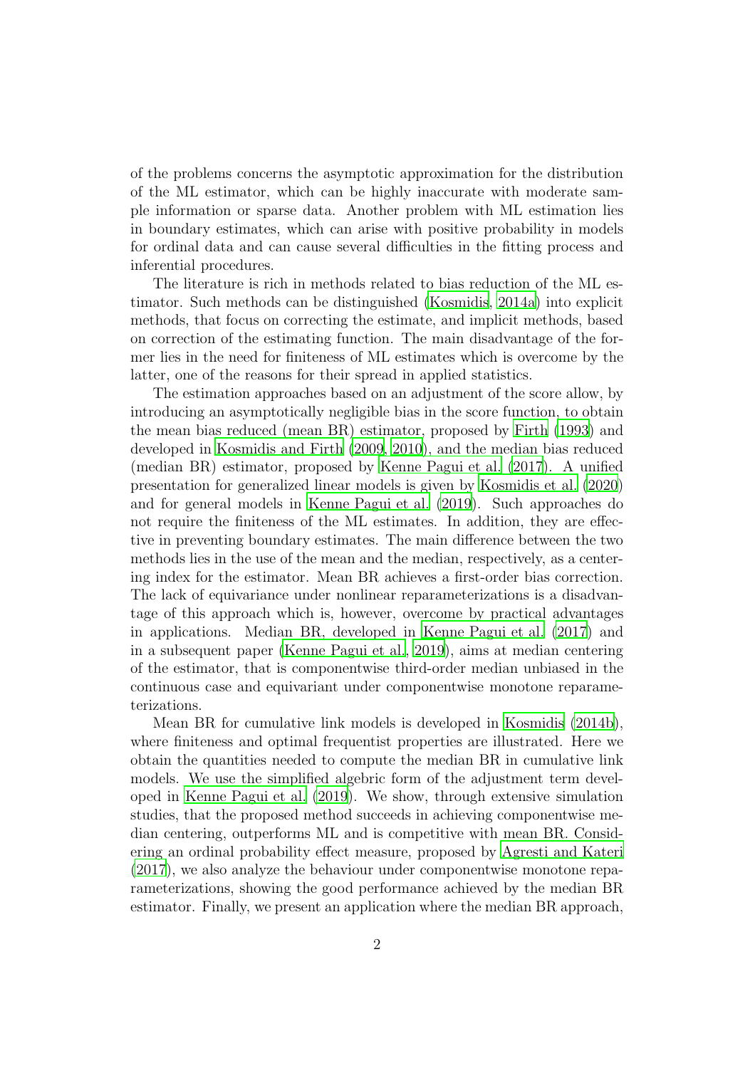of the problems concerns the asymptotic approximation for the distribution of the ML estimator, which can be highly inaccurate with moderate sample information or sparse data. Another problem with ML estimation lies in boundary estimates, which can arise with positive probability in models for ordinal data and can cause several difficulties in the fitting process and inferential procedures.

The literature is rich in methods related to bias reduction of the ML estimator. Such methods can be distinguished (Kosmidis, 2014a) into explicit methods, that focus on correcting the estimate, and implicit methods, based on correction of the estimating function. The main disadvantage of the former lies in the need for finiteness of ML estimates which is overcome by the latter, one of the reasons for their spread in applied statistics.

The estimation approaches based on an adjustment of the score allow, by introducing an asymptotically negligible bias in the score function, to obtain the mean bias reduced (mean BR) estimator, proposed by Firth (1993) and developed in Kosmidis and Firth (2009, 2010), and the median bias reduced (median BR) estimator, proposed by Kenne Pagui et al. (2017). A unified presentation for generalized linear models is given by Kosmidis et al. (2020) and for general models in Kenne Pagui et al. (2019). Such approaches do not require the finiteness of the ML estimates. In addition, they are effective in preventing boundary estimates. The main difference between the two methods lies in the use of the mean and the median, respectively, as a centering index for the estimator. Mean BR achieves a first-order bias correction. The lack of equivariance under nonlinear reparameterizations is a disadvantage of this approach which is, however, overcome by practical advantages in applications. Median BR, developed in Kenne Pagui et al. (2017) and in a subsequent paper (Kenne Pagui et al., 2019), aims at median centering of the estimator, that is componentwise third-order median unbiased in the continuous case and equivariant under componentwise monotone reparameterizations.

Mean BR for cumulative link models is developed in Kosmidis (2014b), where finiteness and optimal frequentist properties are illustrated. Here we obtain the quantities needed to compute the median BR in cumulative link models. We use the simplified algebric form of the adjustment term developed in Kenne Pagui et al. (2019). We show, through extensive simulation studies, that the proposed method succeeds in achieving componentwise median centering, outperforms ML and is competitive with mean BR. Considering an ordinal probability effect measure, proposed by Agresti and Kateri (2017), we also analyze the behaviour under componentwise monotone reparameterizations, showing the good performance achieved by the median BR estimator. Finally, we present an application where the median BR approach,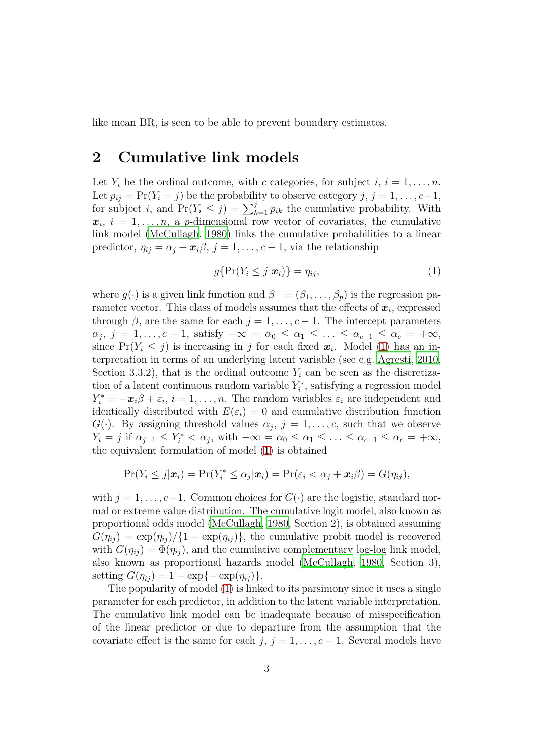like mean BR, is seen to be able to prevent boundary estimates.

## 2 Cumulative link models

Let $Y_i$ be the ordinal outcome, with $c$ categories, for subject $i$, $i = 1, \ldots, n$. Let $p_{ij} = \Pr(Y_i = j)$ be the probability to observe category $j$, $j = 1, \ldots, c-1$, for subject $i$, and $\Pr(Y_i \leq j) = \sum_{k=1}^{j} p_{ik}$ the cumulative probability. With $\boldsymbol{x}_i$, $i = 1, \ldots, n$, a $p$-dimensional row vector of covariates, the cumulative link model (McCullagh, 1980) links the cumulative probabilities to a linear predictor, $\eta_{ij} = \alpha_j + \boldsymbol{x}_i\beta$, $j = 1, \ldots, c-1$, via the relationship

$$g\{\Pr(Y_i \leq j|\boldsymbol{x}_i)\} = \eta_{ij}, \tag{1}$$

where $g(\cdot)$ is a given link function and $\beta^\top = (\beta_1, \ldots, \beta_p)$ is the regression parameter vector. This class of models assumes that the effects of $\boldsymbol{x}_i$, expressed through $\beta$, are the same for each $j = 1, \ldots, c-1$. The intercept parameters $\alpha_j$, $j = 1, \ldots, c-1$, satisfy $-\infty = \alpha_0 \leq \alpha_1 \leq \ldots \leq \alpha_{c-1} \leq \alpha_c = +\infty$, since $\Pr(Y_i \leq j)$ is increasing in $j$ for each fixed $\boldsymbol{x}_i$. Model (1) has an interpretation in terms of an underlying latent variable (see e.g. Agresti, 2010, Section 3.3.2), that is the ordinal outcome $Y_i$ can be seen as the discretization of a latent continuous random variable $Y_i^*$, satisfying a regression model $Y_i^* = -\boldsymbol{x}_i\beta + \varepsilon_i$, $i = 1, \ldots, n$. The random variables $\varepsilon_i$ are independent and identically distributed with $E(\varepsilon_i) = 0$ and cumulative distribution function $G(\cdot)$. By assigning threshold values $\alpha_j$, $j = 1, \ldots, c$, such that we observe $Y_i = j$ if $\alpha_{j-1} \leq Y_i^* < \alpha_j$, with $-\infty = \alpha_0 \leq \alpha_1 \leq \ldots \leq \alpha_{c-1} \leq \alpha_c = +\infty$, the equivalent formulation of model (1) is obtained

$$\Pr(Y_i \leq j|\boldsymbol{x}_i) = \Pr(Y_i^* \leq \alpha_j|\boldsymbol{x}_i) = \Pr(\varepsilon_i < \alpha_j + \boldsymbol{x}_i\beta) = G(\eta_{ij}),$$

with $j = 1, \ldots, c-1$. Common choices for $G(\cdot)$ are the logistic, standard normal or extreme value distribution. The cumulative logit model, also known as proportional odds model (McCullagh, 1980, Section 2), is obtained assuming $G(\eta_{ij}) = \exp(\eta_{ij})/\{1 + \exp(\eta_{ij})\}$, the cumulative probit model is recovered with $G(\eta_{ij}) = \Phi(\eta_{ij})$, and the cumulative complementary log-log link model, also known as proportional hazards model (McCullagh, 1980, Section 3), setting $G(\eta_{ij}) = 1 - \exp\{-\exp(\eta_{ij})\}$.

The popularity of model (1) is linked to its parsimony since it uses a single parameter for each predictor, in addition to the latent variable interpretation. The cumulative link model can be inadequate because of misspecification of the linear predictor or due to departure from the assumption that the covariate effect is the same for each $j$, $j = 1, \ldots, c-1$. Several models have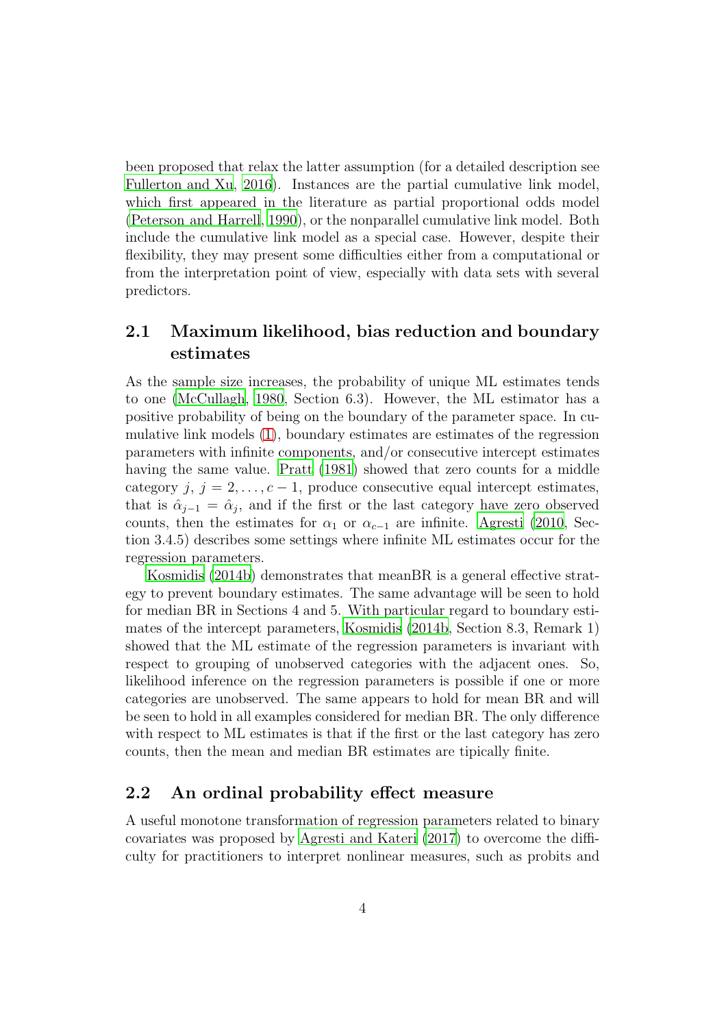been proposed that relax the latter assumption (for a detailed description see Fullerton and Xu, 2016). Instances are the partial cumulative link model, which first appeared in the literature as partial proportional odds model (Peterson and Harrell, 1990), or the nonparallel cumulative link model. Both include the cumulative link model as a special case. However, despite their flexibility, they may present some difficulties either from a computational or from the interpretation point of view, especially with data sets with several predictors.

## 2.1 Maximum likelihood, bias reduction and boundary estimates

As the sample size increases, the probability of unique ML estimates tends to one (McCullagh, 1980, Section 6.3). However, the ML estimator has a positive probability of being on the boundary of the parameter space. In cumulative link models (1), boundary estimates are estimates of the regression parameters with infinite components, and/or consecutive intercept estimates having the same value. Pratt (1981) showed that zero counts for a middle category $j$, $j = 2, \ldots, c-1$, produce consecutive equal intercept estimates, that is $\hat{\alpha}_{j-1} = \hat{\alpha}_j$, and if the first or the last category have zero observed counts, then the estimates for $\alpha_1$ or $\alpha_{c-1}$ are infinite. Agresti (2010, Section 3.4.5) describes some settings where infinite ML estimates occur for the regression parameters.

Kosmidis (2014b) demonstrates that meanBR is a general effective strategy to prevent boundary estimates. The same advantage will be seen to hold for median BR in Sections 4 and 5. With particular regard to boundary estimates of the intercept parameters, Kosmidis (2014b, Section 8.3, Remark 1) showed that the ML estimate of the regression parameters is invariant with respect to grouping of unobserved categories with the adjacent ones. So, likelihood inference on the regression parameters is possible if one or more categories are unobserved. The same appears to hold for mean BR and will be seen to hold in all examples considered for median BR. The only difference with respect to ML estimates is that if the first or the last category has zero counts, then the mean and median BR estimates are tipically finite.

## 2.2 An ordinal probability effect measure

A useful monotone transformation of regression parameters related to binary covariates was proposed by Agresti and Kateri (2017) to overcome the difficulty for practitioners to interpret nonlinear measures, such as probits and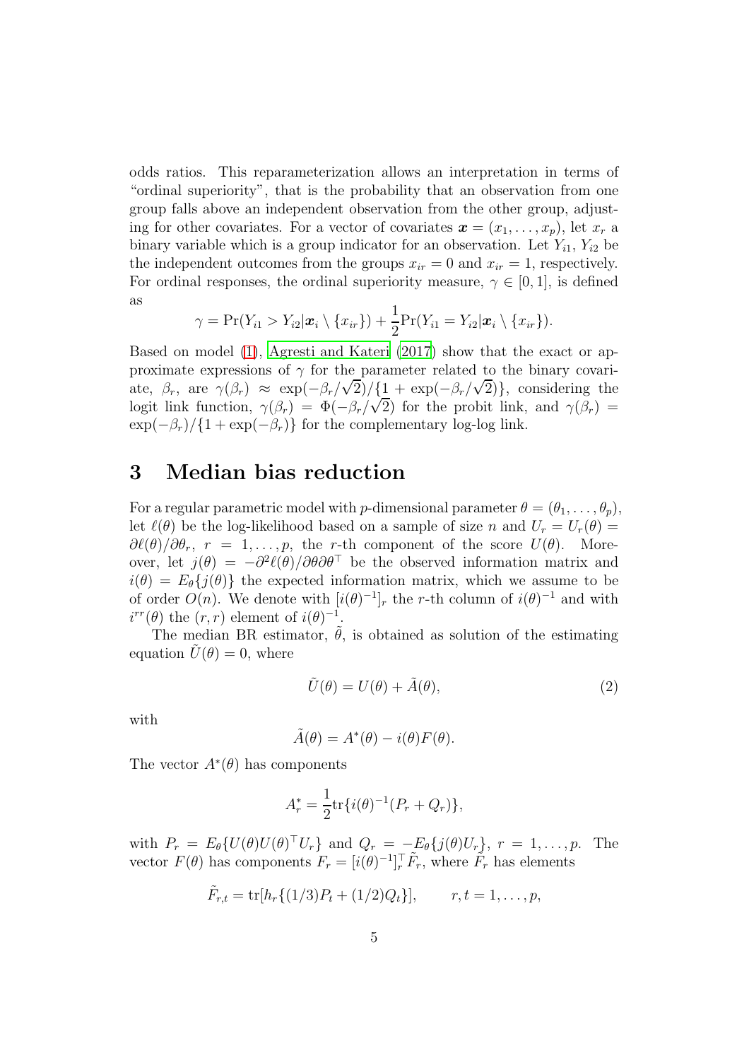odds ratios. This reparameterization allows an interpretation in terms of "ordinal superiority", that is the probability that an observation from one group falls above an independent observation from the other group, adjusting for other covariates. For a vector of covariates $\boldsymbol{x} = (x_1, \ldots, x_p)$, let $x_r$ a binary variable which is a group indicator for an observation. Let $Y_{i1}$, $Y_{i2}$ be the independent outcomes from the groups $x_{ir} = 0$ and $x_{ir} = 1$, respectively. For ordinal responses, the ordinal superiority measure, $\gamma \in [0, 1]$, is defined as

$$\gamma = \Pr(Y_{i1} > Y_{i2} | \boldsymbol{x}_i \setminus \{x_{ir}\}) + \frac{1}{2}\Pr(Y_{i1} = Y_{i2} | \boldsymbol{x}_i \setminus \{x_{ir}\}).$$

Based on model (1), Agresti and Kateri (2017) show that the exact or approximate expressions of $\gamma$ for the parameter related to the binary covariate, $\beta_r$, are $\gamma(\beta_r) \approx \exp(-\beta_r/\sqrt{2})/\{1 + \exp(-\beta_r/\sqrt{2})\}$, considering the logit link function, $\gamma(\beta_r) = \Phi(-\beta_r/\sqrt{2})$ for the probit link, and $\gamma(\beta_r) = \exp(-\beta_r)/\{1 + \exp(-\beta_r)\}$ for the complementary log-log link.

# 3 Median bias reduction

For a regular parametric model with $p$-dimensional parameter $\theta = (\theta_1, \ldots, \theta_p)$, let $\ell(\theta)$ be the log-likelihood based on a sample of size $n$ and $U_r = U_r(\theta) = \partial\ell(\theta)/\partial\theta_r$, $r = 1, \ldots, p$, the $r$-th component of the score $U(\theta)$. Moreover, let $j(\theta) = -\partial^2\ell(\theta)/\partial\theta\partial\theta^\top$ be the observed information matrix and $i(\theta) = E_\theta\{j(\theta)\}$ the expected information matrix, which we assume to be of order $O(n)$. We denote with $[i(\theta)^{-1}]_r$ the $r$-th column of $i(\theta)^{-1}$ and with $i^{rr}(\theta)$ the $(r, r)$ element of $i(\theta)^{-1}$.

The median BR estimator, $\tilde{\theta}$, is obtained as solution of the estimating equation $\tilde{U}(\theta) = 0$, where

$$\tilde{U}(\theta) = U(\theta) + \tilde{A}(\theta), \tag{2}$$

with

$$\tilde{A}(\theta) = A^*(\theta) - i(\theta)F(\theta).$$

The vector $A^*(\theta)$ has components

$$A^*_r = \frac{1}{2}\mathrm{tr}\{i(\theta)^{-1}(P_r + Q_r)\},$$

with $P_r = E_\theta\{U(\theta)U(\theta)^\top U_r\}$ and $Q_r = -E_\theta\{j(\theta)U_r\}$, $r = 1, \ldots, p$. The vector $F(\theta)$ has components $F_r = [i(\theta)^{-1}]_r^\top \tilde{F}_r$, where $\tilde{F}_r$ has elements

$$\tilde{F}_{r,t} = \mathrm{tr}[h_r\{(1/3)P_t + (1/2)Q_t\}], \qquad r, t = 1, \ldots, p,$$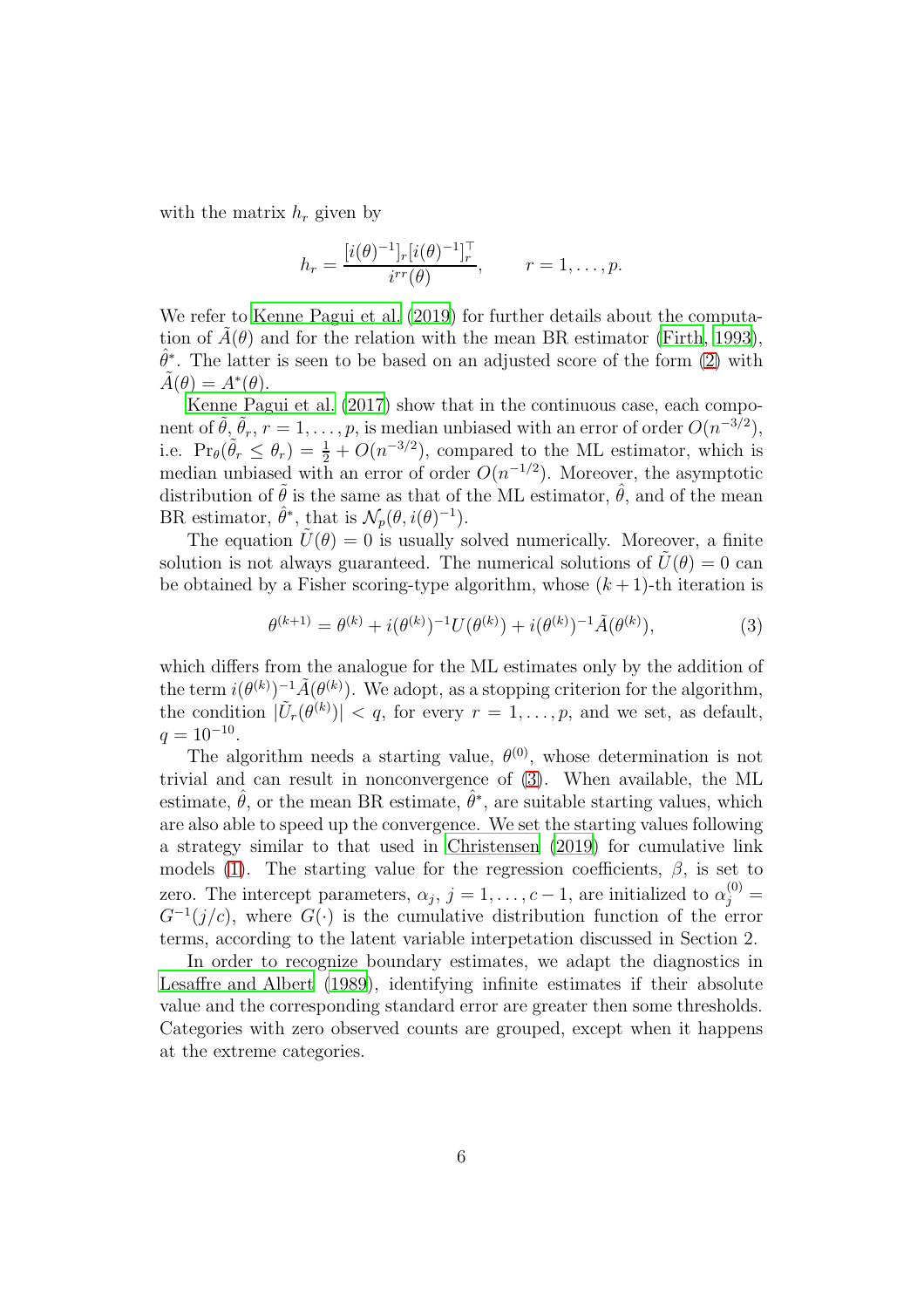with the matrix $h_r$ given by

$$h_r = \frac{[i(\theta)^{-1}]_r [i(\theta)^{-1}]_r^\top}{i^{rr}(\theta)}, \qquad r = 1, \ldots, p.$$

We refer to Kenne Pagui et al. (2019) for further details about the computation of $\tilde{A}(\theta)$ and for the relation with the mean BR estimator (Firth, 1993), $\hat{\theta}^*$. The latter is seen to be based on an adjusted score of the form (2) with $\tilde{A}(\theta) = A^*(\theta)$.

Kenne Pagui et al. (2017) show that in the continuous case, each component of $\tilde{\theta}$, $\tilde{\theta}_r$, $r = 1, \ldots, p$, is median unbiased with an error of order $O(n^{-3/2})$, i.e. $\Pr_\theta(\tilde{\theta}_r \leq \theta_r) = \frac{1}{2} + O(n^{-3/2})$, compared to the ML estimator, which is median unbiased with an error of order $O(n^{-1/2})$. Moreover, the asymptotic distribution of $\tilde{\theta}$ is the same as that of the ML estimator, $\hat{\theta}$, and of the mean BR estimator, $\hat{\theta}^*$, that is $\mathcal{N}_p(\theta, i(\theta)^{-1})$.

The equation $\tilde{U}(\theta) = 0$ is usually solved numerically. Moreover, a finite solution is not always guaranteed. The numerical solutions of $\tilde{U}(\theta) = 0$ can be obtained by a Fisher scoring-type algorithm, whose $(k+1)$-th iteration is

$$\theta^{(k+1)} = \theta^{(k)} + i(\theta^{(k)})^{-1} U(\theta^{(k)}) + i(\theta^{(k)})^{-1} \tilde{A}(\theta^{(k)}), \tag{3}$$

which differs from the analogue for the ML estimates only by the addition of the term $i(\theta^{(k)})^{-1} \tilde{A}(\theta^{(k)})$. We adopt, as a stopping criterion for the algorithm, the condition $|\tilde{U}_r(\theta^{(k)})| < q$, for every $r = 1, \ldots, p$, and we set, as default, $q = 10^{-10}$.

The algorithm needs a starting value, $\theta^{(0)}$, whose determination is not trivial and can result in nonconvergence of (3). When available, the ML estimate, $\hat{\theta}$, or the mean BR estimate, $\hat{\theta}^*$, are suitable starting values, which are also able to speed up the convergence. We set the starting values following a strategy similar to that used in Christensen (2019) for cumulative link models (1). The starting value for the regression coefficients, $\beta$, is set to zero. The intercept parameters, $\alpha_j$, $j = 1, \ldots, c-1$, are initialized to $\alpha_j^{(0)} = G^{-1}(j/c)$, where $G(\cdot)$ is the cumulative distribution function of the error terms, according to the latent variable interpetation discussed in Section 2.

In order to recognize boundary estimates, we adapt the diagnostics in Lesaffre and Albert (1989), identifying infinite estimates if their absolute value and the corresponding standard error are greater then some thresholds. Categories with zero observed counts are grouped, except when it happens at the extreme categories.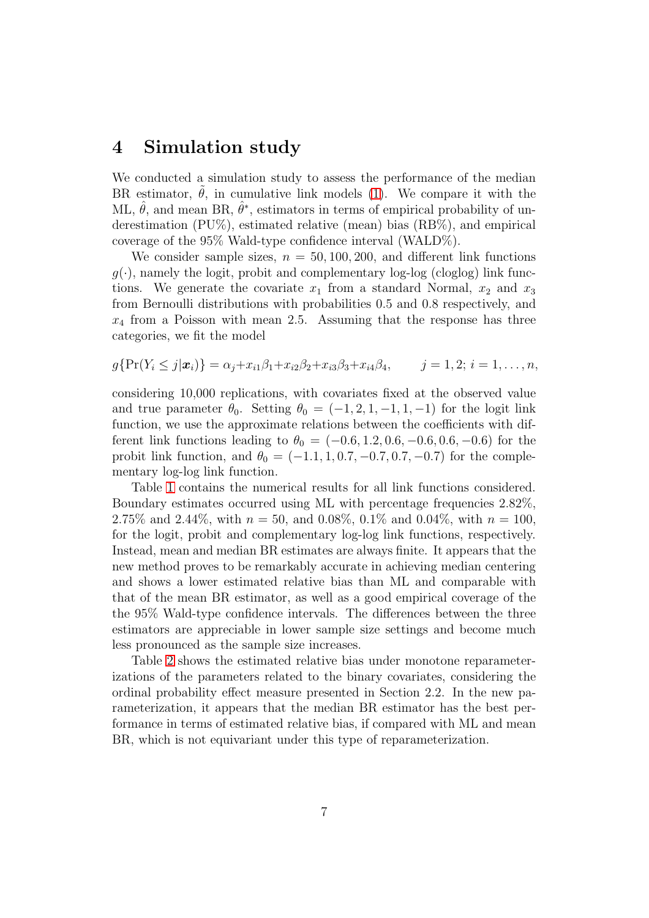## 4 Simulation study

We conducted a simulation study to assess the performance of the median BR estimator, $\tilde{\theta}$, in cumulative link models (1). We compare it with the ML, $\hat{\theta}$, and mean BR, $\hat{\theta}^*$, estimators in terms of empirical probability of underestimation (PU%), estimated relative (mean) bias (RB%), and empirical coverage of the 95% Wald-type confidence interval (WALD%).

We consider sample sizes, $n = 50, 100, 200$, and different link functions $g(\cdot)$, namely the logit, probit and complementary log-log (cloglog) link functions. We generate the covariate $x_1$ from a standard Normal, $x_2$ and $x_3$ from Bernoulli distributions with probabilities 0.5 and 0.8 respectively, and $x_4$ from a Poisson with mean 2.5. Assuming that the response has three categories, we fit the model

$$g\{\Pr(Y_i \leq j|\boldsymbol{x}_i)\} = \alpha_j + x_{i1}\beta_1 + x_{i2}\beta_2 + x_{i3}\beta_3 + x_{i4}\beta_4, \qquad j = 1, 2;\, i = 1, \ldots, n,$$

considering 10,000 replications, with covariates fixed at the observed value and true parameter $\theta_0$. Setting $\theta_0 = (-1, 2, 1, -1, 1, -1)$ for the logit link function, we use the approximate relations between the coefficients with different link functions leading to $\theta_0 = (-0.6, 1.2, 0.6, -0.6, 0.6, -0.6)$ for the probit link function, and $\theta_0 = (-1.1, 1, 0.7, -0.7, 0.7, -0.7)$ for the complementary log-log link function.

Table 1 contains the numerical results for all link functions considered. Boundary estimates occurred using ML with percentage frequencies 2.82%, 2.75% and 2.44%, with $n = 50$, and 0.08%, 0.1% and 0.04%, with $n = 100$, for the logit, probit and complementary log-log link functions, respectively. Instead, mean and median BR estimates are always finite. It appears that the new method proves to be remarkably accurate in achieving median centering and shows a lower estimated relative bias than ML and comparable with that of the mean BR estimator, as well as a good empirical coverage of the the 95% Wald-type confidence intervals. The differences between the three estimators are appreciable in lower sample size settings and become much less pronounced as the sample size increases.

Table 2 shows the estimated relative bias under monotone reparameterizations of the parameters related to the binary covariates, considering the ordinal probability effect measure presented in Section 2.2. In the new parameterization, it appears that the median BR estimator has the best performance in terms of estimated relative bias, if compared with ML and mean BR, which is not equivariant under this type of reparameterization.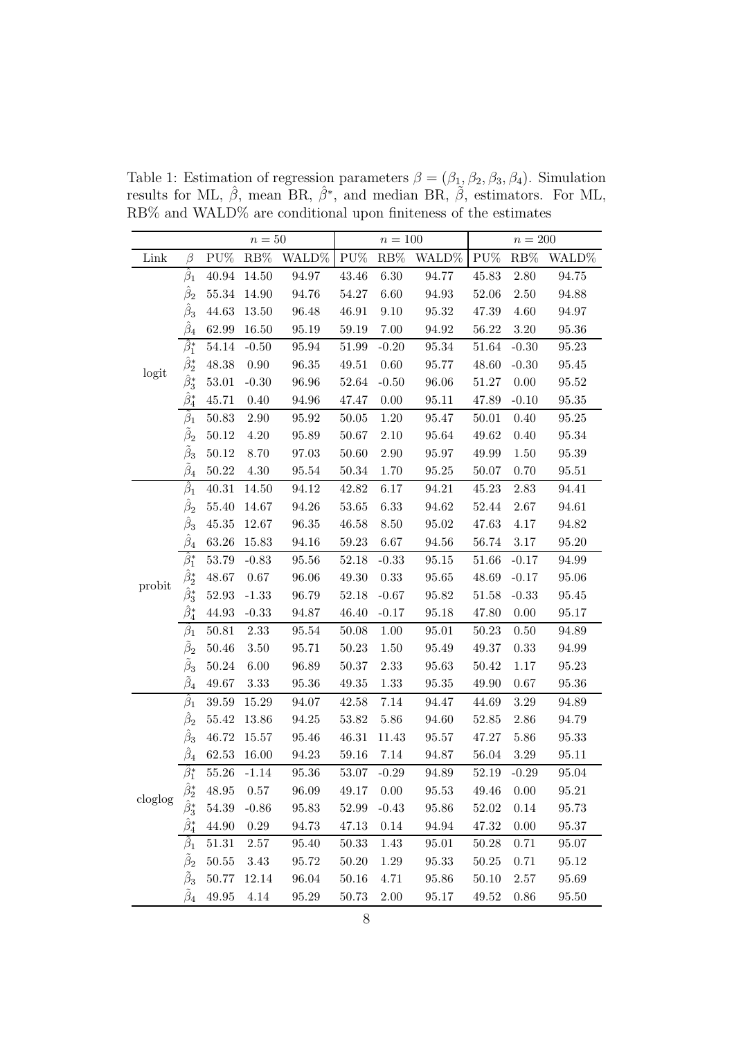Table 1: Estimation of regression parameters $\beta = (\beta_1, \beta_2, \beta_3, \beta_4)$. Simulation results for ML, $\hat{\beta}$, mean BR, $\hat{\beta}^*$, and median BR, $\tilde{\beta}$, estimators. For ML, RB% and WALD% are conditional upon finiteness of the estimates

| | | $n = 50$ | | | $n = 100$ | | | $n = 200$ | | |
|---|---|---|---|---|---|---|---|---|---|---|
| Link | $\beta$ | PU% | RB% | WALD% | PU% | RB% | WALD% | PU% | RB% | WALD% |
| logit | $\hat{\beta}_1$ | 40.94 | 14.50 | 94.97 | 43.46 | 6.30 | 94.77 | 45.83 | 2.80 | 94.75 |
| | $\hat{\beta}_2$ | 55.34 | 14.90 | 94.76 | 54.27 | 6.60 | 94.93 | 52.06 | 2.50 | 94.88 |
| | $\hat{\beta}_3$ | 44.63 | 13.50 | 96.48 | 46.91 | 9.10 | 95.32 | 47.39 | 4.60 | 94.97 |
| | $\hat{\beta}_4$ | 62.99 | 16.50 | 95.19 | 59.19 | 7.00 | 94.92 | 56.22 | 3.20 | 95.36 |
| | $\hat{\beta}^*_1$ | 54.14 | -0.50 | 95.94 | 51.99 | -0.20 | 95.34 | 51.64 | -0.30 | 95.23 |
| | $\hat{\beta}^*_2$ | 48.38 | 0.90 | 96.35 | 49.51 | 0.60 | 95.77 | 48.60 | -0.30 | 95.45 |
| | $\hat{\beta}^*_3$ | 53.01 | -0.30 | 96.96 | 52.64 | -0.50 | 96.06 | 51.27 | 0.00 | 95.52 |
| | $\hat{\beta}^*_4$ | 45.71 | 0.40 | 94.96 | 47.47 | 0.00 | 95.11 | 47.89 | -0.10 | 95.35 |
| | $\tilde{\beta}_1$ | 50.83 | 2.90 | 95.92 | 50.05 | 1.20 | 95.47 | 50.01 | 0.40 | 95.25 |
| | $\tilde{\beta}_2$ | 50.12 | 4.20 | 95.89 | 50.67 | 2.10 | 95.64 | 49.62 | 0.40 | 95.34 |
| | $\tilde{\beta}_3$ | 50.12 | 8.70 | 97.03 | 50.60 | 2.90 | 95.97 | 49.99 | 1.50 | 95.39 |
| | $\tilde{\beta}_4$ | 50.22 | 4.30 | 95.54 | 50.34 | 1.70 | 95.25 | 50.07 | 0.70 | 95.51 |
| probit | $\hat{\beta}_1$ | 40.31 | 14.50 | 94.12 | 42.82 | 6.17 | 94.21 | 45.23 | 2.83 | 94.41 |
| | $\hat{\beta}_2$ | 55.40 | 14.67 | 94.26 | 53.65 | 6.33 | 94.62 | 52.44 | 2.67 | 94.61 |
| | $\hat{\beta}_3$ | 45.35 | 12.67 | 96.35 | 46.58 | 8.50 | 95.02 | 47.63 | 4.17 | 94.82 |
| | $\hat{\beta}_4$ | 63.26 | 15.83 | 94.16 | 59.23 | 6.67 | 94.56 | 56.74 | 3.17 | 95.20 |
| | $\hat{\beta}^*_1$ | 53.79 | -0.83 | 95.56 | 52.18 | -0.33 | 95.15 | 51.66 | -0.17 | 94.99 |
| | $\hat{\beta}^*_2$ | 48.67 | 0.67 | 96.06 | 49.30 | 0.33 | 95.65 | 48.69 | -0.17 | 95.06 |
| | $\hat{\beta}^*_3$ | 52.93 | -1.33 | 96.79 | 52.18 | -0.67 | 95.82 | 51.58 | -0.33 | 95.45 |
| | $\hat{\beta}^*_4$ | 44.93 | -0.33 | 94.87 | 46.40 | -0.17 | 95.18 | 47.80 | 0.00 | 95.17 |
| | $\tilde{\beta}_1$ | 50.81 | 2.33 | 95.54 | 50.08 | 1.00 | 95.01 | 50.23 | 0.50 | 94.89 |
| | $\tilde{\beta}_2$ | 50.46 | 3.50 | 95.71 | 50.23 | 1.50 | 95.49 | 49.37 | 0.33 | 94.99 |
| | $\tilde{\beta}_3$ | 50.24 | 6.00 | 96.89 | 50.37 | 2.33 | 95.63 | 50.42 | 1.17 | 95.23 |
| | $\tilde{\beta}_4$ | 49.67 | 3.33 | 95.36 | 49.35 | 1.33 | 95.35 | 49.90 | 0.67 | 95.36 |
| cloglog | $\hat{\beta}_1$ | 39.59 | 15.29 | 94.07 | 42.58 | 7.14 | 94.47 | 44.69 | 3.29 | 94.89 |
| | $\hat{\beta}_2$ | 55.42 | 13.86 | 94.25 | 53.82 | 5.86 | 94.60 | 52.85 | 2.86 | 94.79 |
| | $\hat{\beta}_3$ | 46.72 | 15.57 | 95.46 | 46.31 | 11.43 | 95.57 | 47.27 | 5.86 | 95.33 |
| | $\hat{\beta}_4$ | 62.53 | 16.00 | 94.23 | 59.16 | 7.14 | 94.87 | 56.04 | 3.29 | 95.11 |
| | $\hat{\beta}^*_1$ | 55.26 | -1.14 | 95.36 | 53.07 | -0.29 | 94.89 | 52.19 | -0.29 | 95.04 |
| | $\hat{\beta}^*_2$ | 48.95 | 0.57 | 96.09 | 49.17 | 0.00 | 95.53 | 49.46 | 0.00 | 95.21 |
| | $\hat{\beta}^*_3$ | 54.39 | -0.86 | 95.83 | 52.99 | -0.43 | 95.86 | 52.02 | 0.14 | 95.73 |
| | $\hat{\beta}^*_4$ | 44.90 | 0.29 | 94.73 | 47.13 | 0.14 | 94.94 | 47.32 | 0.00 | 95.37 |
| | $\tilde{\beta}_1$ | 51.31 | 2.57 | 95.40 | 50.33 | 1.43 | 95.01 | 50.28 | 0.71 | 95.07 |
| | $\tilde{\beta}_2$ | 50.55 | 3.43 | 95.72 | 50.20 | 1.29 | 95.33 | 50.25 | 0.71 | 95.12 |
| | $\tilde{\beta}_3$ | 50.77 | 12.14 | 96.04 | 50.16 | 4.71 | 95.86 | 50.10 | 2.57 | 95.69 |
| | $\tilde{\beta}_4$ | 49.95 | 4.14 | 95.29 | 50.73 | 2.00 | 95.17 | 49.52 | 0.86 | 95.50 |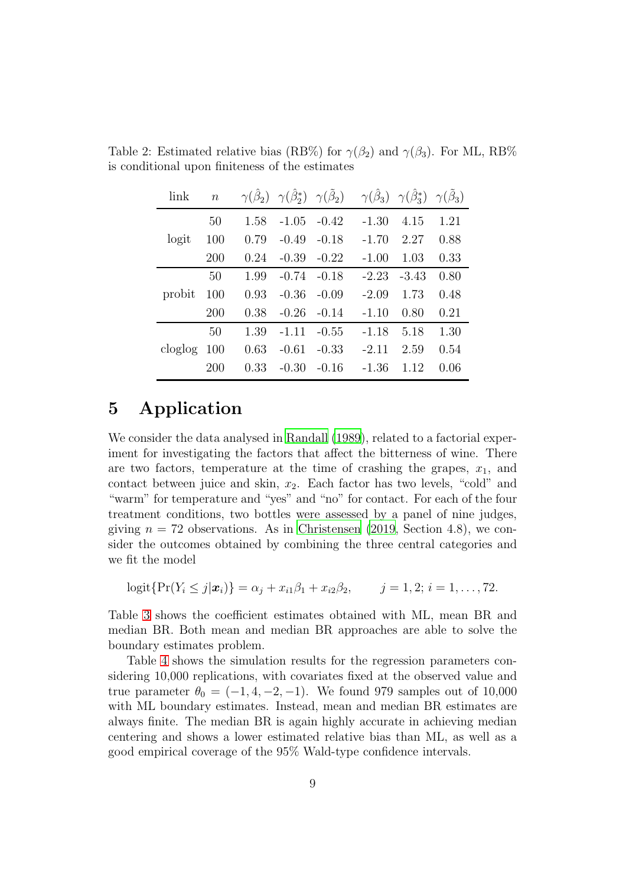Table 2: Estimated relative bias (RB%) for $\gamma(\beta_2)$ and $\gamma(\beta_3)$. For ML, RB% is conditional upon finiteness of the estimates

| link | $n$ | $\gamma(\hat{\beta}_2)$ | $\gamma(\hat{\beta}_2^*)$ | $\gamma(\tilde{\beta}_2)$ | $\gamma(\hat{\beta}_3)$ | $\gamma(\hat{\beta}_3^*)$ | $\gamma(\tilde{\beta}_3)$ |
|---|---|---|---|---|---|---|---|
| logit | 50 | 1.58 | -1.05 | -0.42 | -1.30 | 4.15 | 1.21 |
| | 100 | 0.79 | -0.49 | -0.18 | -1.70 | 2.27 | 0.88 |
| | 200 | 0.24 | -0.39 | -0.22 | -1.00 | 1.03 | 0.33 |
| probit | 50 | 1.99 | -0.74 | -0.18 | -2.23 | -3.43 | 0.80 |
| | 100 | 0.93 | -0.36 | -0.09 | -2.09 | 1.73 | 0.48 |
| | 200 | 0.38 | -0.26 | -0.14 | -1.10 | 0.80 | 0.21 |
| cloglog | 50 | 1.39 | -1.11 | -0.55 | -1.18 | 5.18 | 1.30 |
| | 100 | 0.63 | -0.61 | -0.33 | -2.11 | 2.59 | 0.54 |
| | 200 | 0.33 | -0.30 | -0.16 | -1.36 | 1.12 | 0.06 |

# 5 Application

We consider the data analysed in Randall (1989), related to a factorial experiment for investigating the factors that affect the bitterness of wine. There are two factors, temperature at the time of crashing the grapes, $x_1$, and contact between juice and skin, $x_2$. Each factor has two levels, "cold" and "warm" for temperature and "yes" and "no" for contact. For each of the four treatment conditions, two bottles were assessed by a panel of nine judges, giving $n = 72$ observations. As in Christensen (2019, Section 4.8), we consider the outcomes obtained by combining the three central categories and we fit the model

$$\text{logit}\{\Pr(Y_i \leq j|\boldsymbol{x}_i)\} = \alpha_j + x_{i1}\beta_1 + x_{i2}\beta_2, \qquad j = 1, 2;\, i = 1, \dots, 72.$$

Table 3 shows the coefficient estimates obtained with ML, mean BR and median BR. Both mean and median BR approaches are able to solve the boundary estimates problem.

Table 4 shows the simulation results for the regression parameters considering 10,000 replications, with covariates fixed at the observed value and true parameter $\theta_0 = (-1, 4, -2, -1)$. We found 979 samples out of 10,000 with ML boundary estimates. Instead, mean and median BR estimates are always finite. The median BR is again highly accurate in achieving median centering and shows a lower estimated relative bias than ML, as well as a good empirical coverage of the 95% Wald-type confidence intervals.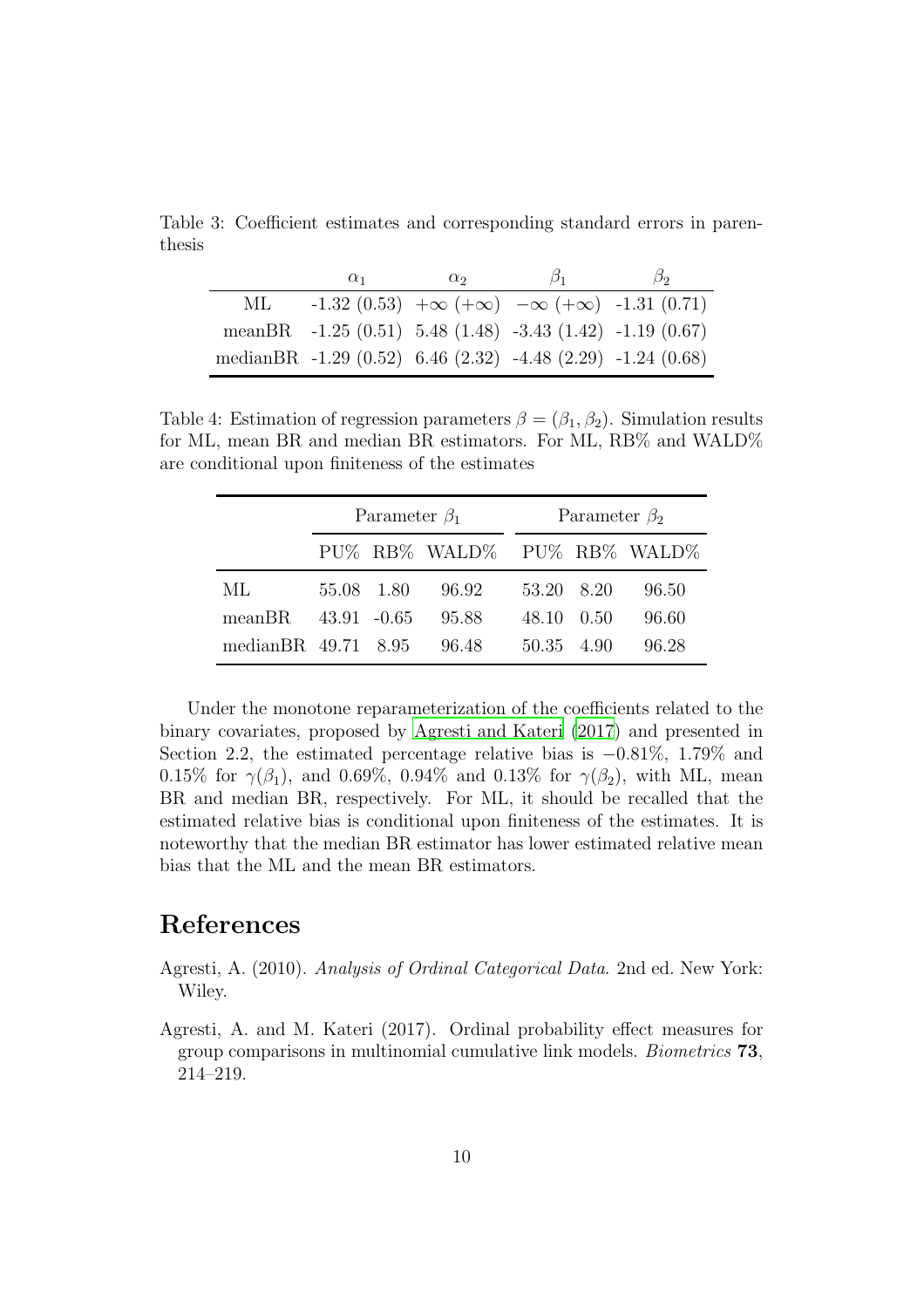Table 3: Coefficient estimates and corresponding standard errors in parenthesis

| | $\alpha_1$ | $\alpha_2$ | $\beta_1$ | $\beta_2$ |
|---|---|---|---|---|
| ML | -1.32 (0.53) | $+\infty$ ($+\infty$) | $-\infty$ ($+\infty$) | -1.31 (0.71) |
| meanBR | -1.25 (0.51) | 5.48 (1.48) | -3.43 (1.42) | -1.19 (0.67) |
| medianBR | -1.29 (0.52) | 6.46 (2.32) | -4.48 (2.29) | -1.24 (0.68) |

Table 4: Estimation of regression parameters $\beta = (\beta_1, \beta_2)$. Simulation results for ML, mean BR and median BR estimators. For ML, RB% and WALD% are conditional upon finiteness of the estimates

| | Parameter $\beta_1$ | | | Parameter $\beta_2$ | | |
|---|---|---|---|---|---|---|
| | PU% | RB% | WALD% | PU% | RB% | WALD% |
| ML | 55.08 | 1.80 | 96.92 | 53.20 | 8.20 | 96.50 |
| meanBR | 43.91 | -0.65 | 95.88 | 48.10 | 0.50 | 96.60 |
| medianBR | 49.71 | 8.95 | 96.48 | 50.35 | 4.90 | 96.28 |

Under the monotone reparameterization of the coefficients related to the binary covariates, proposed by Agresti and Kateri (2017) and presented in Section 2.2, the estimated percentage relative bias is $-0.81\%$, $1.79\%$ and $0.15\%$ for $\gamma(\beta_1)$, and $0.69\%$, $0.94\%$ and $0.13\%$ for $\gamma(\beta_2)$, with ML, mean BR and median BR, respectively. For ML, it should be recalled that the estimated relative bias is conditional upon finiteness of the estimates. It is noteworthy that the median BR estimator has lower estimated relative mean bias that the ML and the mean BR estimators.

# References

Agresti, A. (2010). *Analysis of Ordinal Categorical Data*. 2nd ed. New York: Wiley.

Agresti, A. and M. Kateri (2017). Ordinal probability effect measures for group comparisons in multinomial cumulative link models. *Biometrics* **73**, 214–219.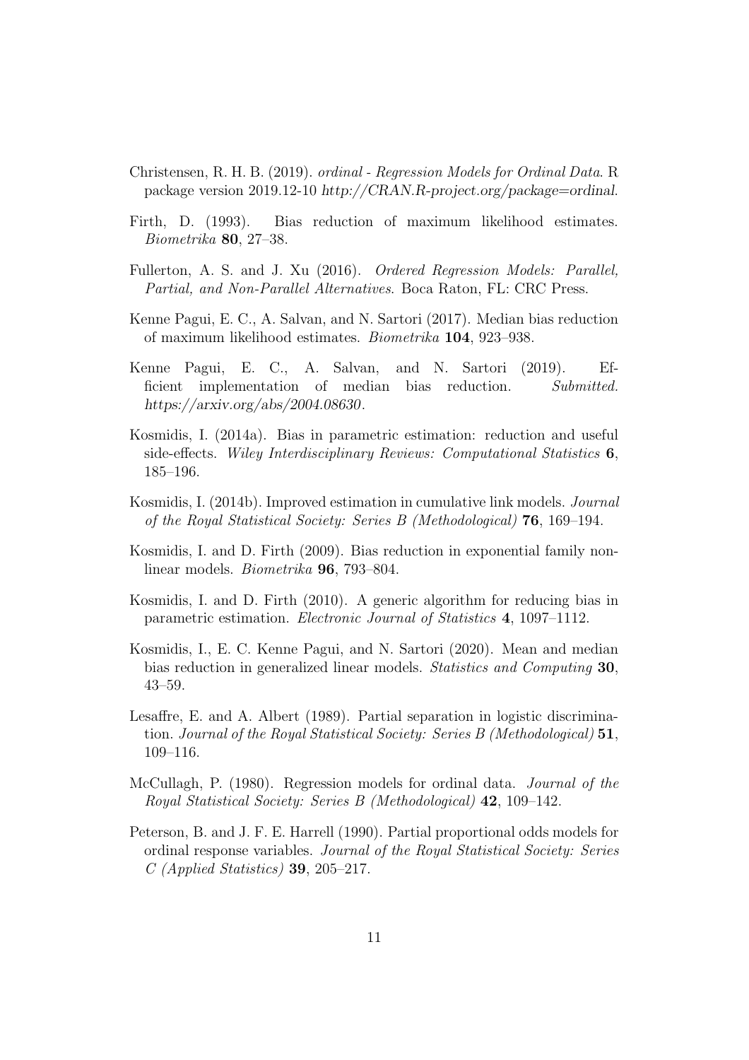Christensen, R. H. B. (2019). *ordinal - Regression Models for Ordinal Data*. R package version 2019.12-10 *http://CRAN.R-project.org/package=ordinal*.

Firth, D. (1993). Bias reduction of maximum likelihood estimates. *Biometrika* **80**, 27–38.

Fullerton, A. S. and J. Xu (2016). *Ordered Regression Models: Parallel, Partial, and Non-Parallel Alternatives*. Boca Raton, FL: CRC Press.

Kenne Pagui, E. C., A. Salvan, and N. Sartori (2017). Median bias reduction of maximum likelihood estimates. *Biometrika* **104**, 923–938.

Kenne Pagui, E. C., A. Salvan, and N. Sartori (2019). Efficient implementation of median bias reduction. *Submitted. https://arxiv.org/abs/2004.08630*.

Kosmidis, I. (2014a). Bias in parametric estimation: reduction and useful side-effects. *Wiley Interdisciplinary Reviews: Computational Statistics* **6**, 185–196.

Kosmidis, I. (2014b). Improved estimation in cumulative link models. *Journal of the Royal Statistical Society: Series B (Methodological)* **76**, 169–194.

Kosmidis, I. and D. Firth (2009). Bias reduction in exponential family nonlinear models. *Biometrika* **96**, 793–804.

Kosmidis, I. and D. Firth (2010). A generic algorithm for reducing bias in parametric estimation. *Electronic Journal of Statistics* **4**, 1097–1112.

Kosmidis, I., E. C. Kenne Pagui, and N. Sartori (2020). Mean and median bias reduction in generalized linear models. *Statistics and Computing* **30**, 43–59.

Lesaffre, E. and A. Albert (1989). Partial separation in logistic discrimination. *Journal of the Royal Statistical Society: Series B (Methodological)* **51**, 109–116.

McCullagh, P. (1980). Regression models for ordinal data. *Journal of the Royal Statistical Society: Series B (Methodological)* **42**, 109–142.

Peterson, B. and J. F. E. Harrell (1990). Partial proportional odds models for ordinal response variables. *Journal of the Royal Statistical Society: Series C (Applied Statistics)* **39**, 205–217.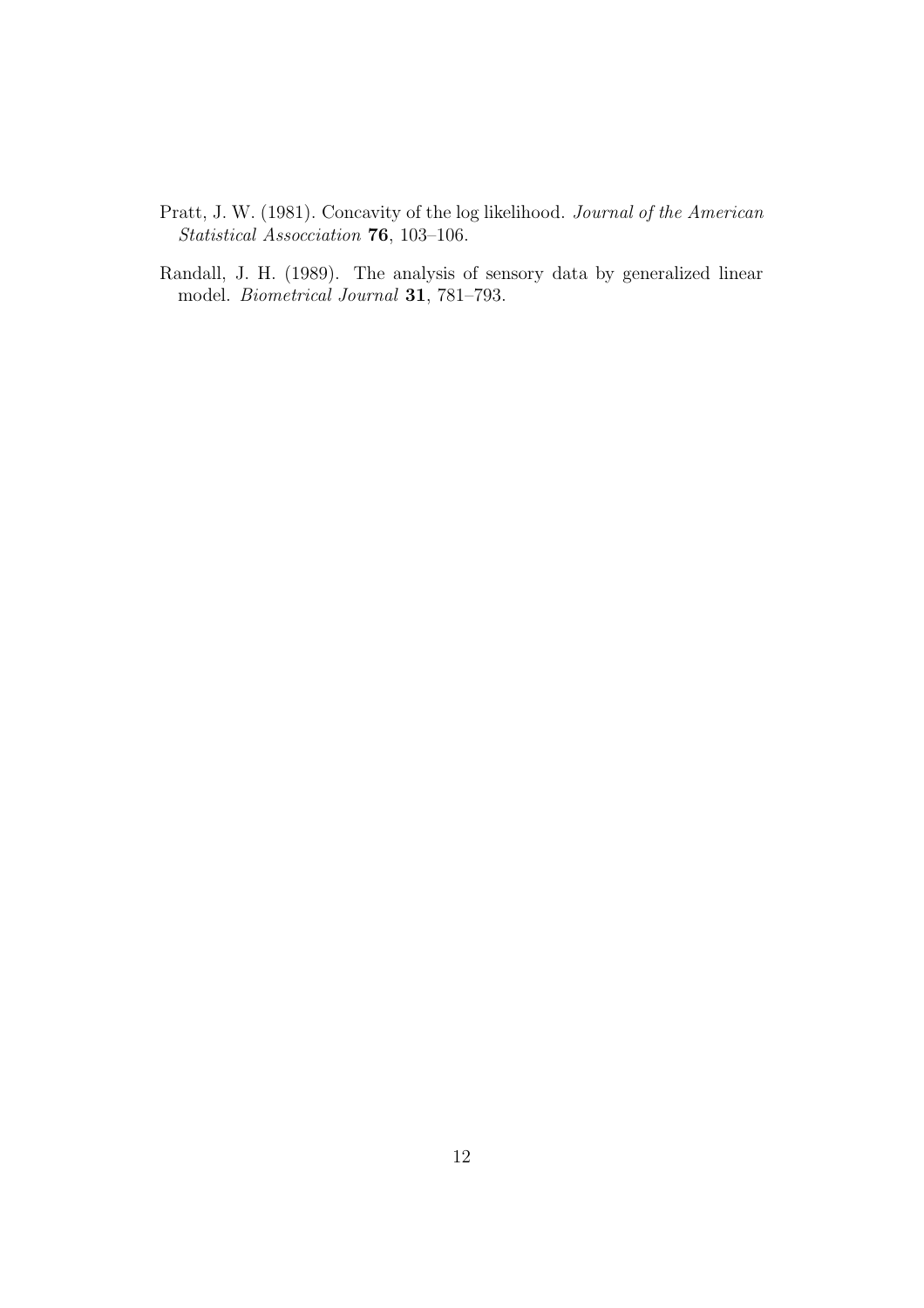Pratt, J. W. (1981). Concavity of the log likelihood. *Journal of the American Statistical Assocciation* **76**, 103–106.

Randall, J. H. (1989). The analysis of sensory data by generalized linear model. *Biometrical Journal* **31**, 781–793.